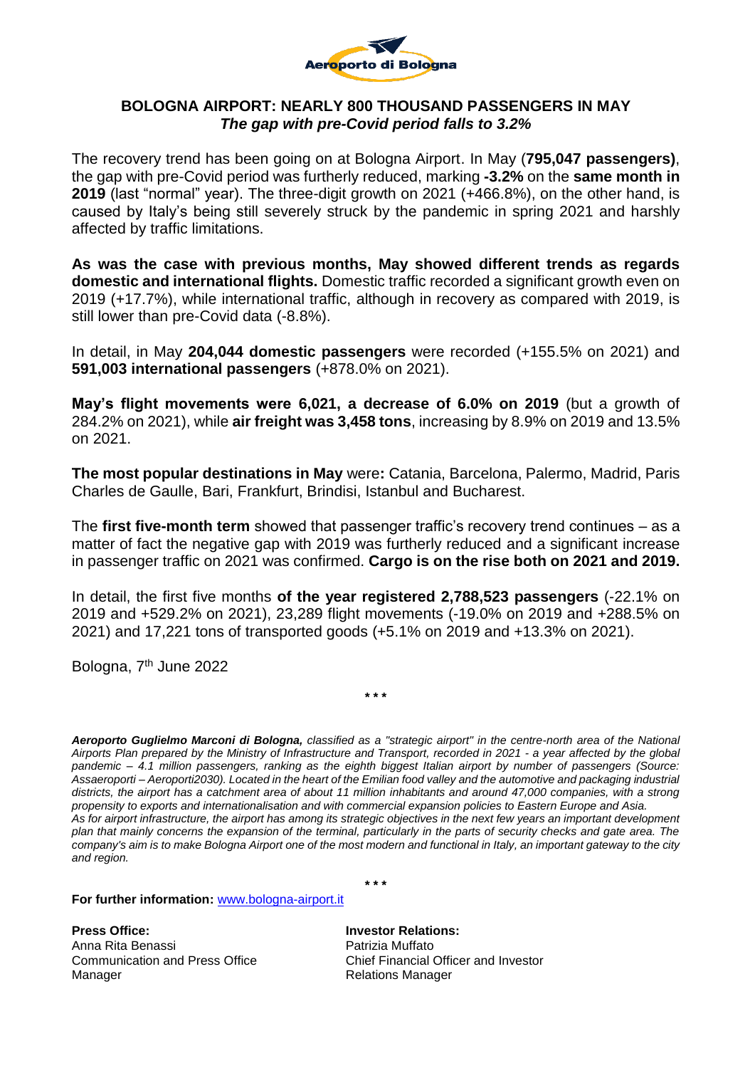# BOLOGNA AIRPORT: NEARLY 800 THOUSAND PASSENGERS IN MAY

***The gap with pre-Covid period falls to 3.2%***

The recovery trend has been going on at Bologna Airport. In May (**795,047 passengers)**, the gap with pre-Covid period was furtherly reduced, marking **-3.2%** on the **same month in 2019** (last "normal" year). The three-digit growth on 2021 (+466.8%), on the other hand, is caused by Italy's being still severely struck by the pandemic in spring 2021 and harshly affected by traffic limitations.

**As was the case with previous months, May showed different trends as regards domestic and international flights.** Domestic traffic recorded a significant growth even on 2019 (+17.7%), while international traffic, although in recovery as compared with 2019, is still lower than pre-Covid data (-8.8%).

In detail, in May **204,044 domestic passengers** were recorded (+155.5% on 2021) and **591,003 international passengers** (+878.0% on 2021).

**May's flight movements were 6,021, a decrease of 6.0% on 2019** (but a growth of 284.2% on 2021), while **air freight was 3,458 tons**, increasing by 8.9% on 2019 and 13.5% on 2021.

**The most popular destinations in May** were**:** Catania, Barcelona, Palermo, Madrid, Paris Charles de Gaulle, Bari, Frankfurt, Brindisi, Istanbul and Bucharest.

The **first five-month term** showed that passenger traffic's recovery trend continues – as a matter of fact the negative gap with 2019 was furtherly reduced and a significant increase in passenger traffic on 2021 was confirmed. **Cargo is on the rise both on 2021 and 2019.**

In detail, the first five months **of the year registered 2,788,523 passengers** (-22.1% on 2019 and +529.2% on 2021), 23,289 flight movements (-19.0% on 2019 and +288.5% on 2021) and 17,221 tons of transported goods (+5.1% on 2019 and +13.3% on 2021).

Bologna, 7th June 2022

\* \* \*

***Aeroporto Guglielmo Marconi di Bologna,** classified as a "strategic airport" in the centre-north area of the National Airports Plan prepared by the Ministry of Infrastructure and Transport, recorded in 2021 - a year affected by the global pandemic – 4.1 million passengers, ranking as the eighth biggest Italian airport by number of passengers (Source: Assaeroporti – Aeroporti2030). Located in the heart of the Emilian food valley and the automotive and packaging industrial districts, the airport has a catchment area of about 11 million inhabitants and around 47,000 companies, with a strong propensity to exports and internationalisation and with commercial expansion policies to Eastern Europe and Asia.*
*As for airport infrastructure, the airport has among its strategic objectives in the next few years an important development plan that mainly concerns the expansion of the terminal, particularly in the parts of security checks and gate area. The company's aim is to make Bologna Airport one of the most modern and functional in Italy, an important gateway to the city and region.*

\* \* \*

**For further information:** www.bologna-airport.it

**Press Office:**
Anna Rita Benassi
Communication and Press Office Manager

**Investor Relations:**
Patrizia Muffato
Chief Financial Officer and Investor Relations Manager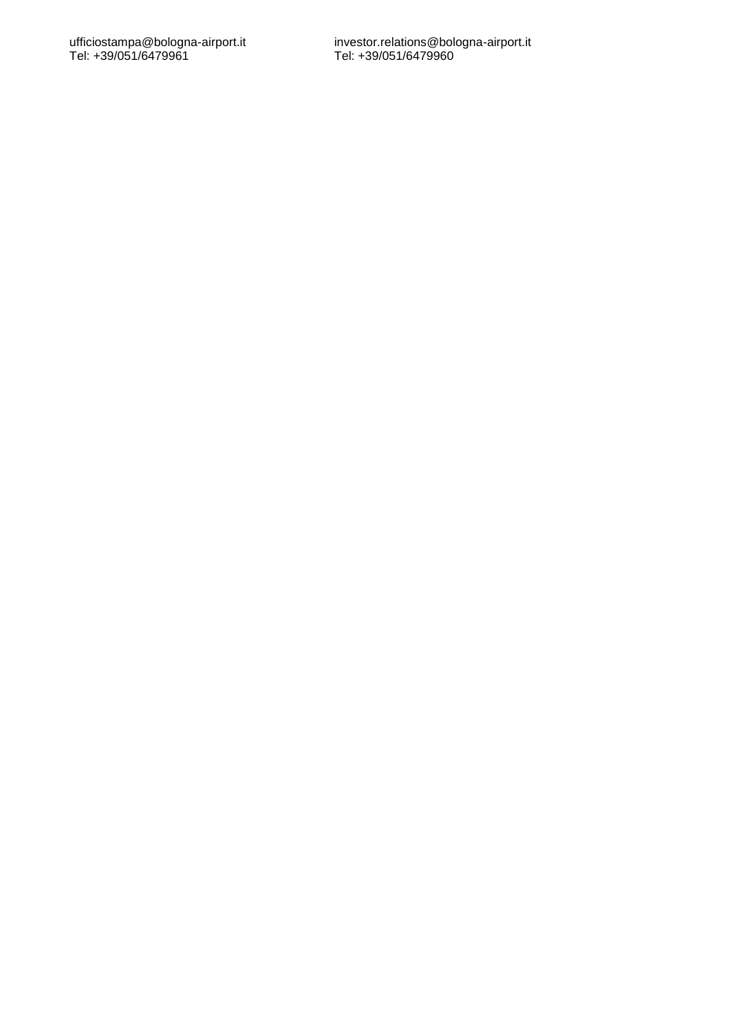ufficiostampa@bologna-airport.it
Tel: +39/051/6479961

investor.relations@bologna-airport.it
Tel: +39/051/6479960